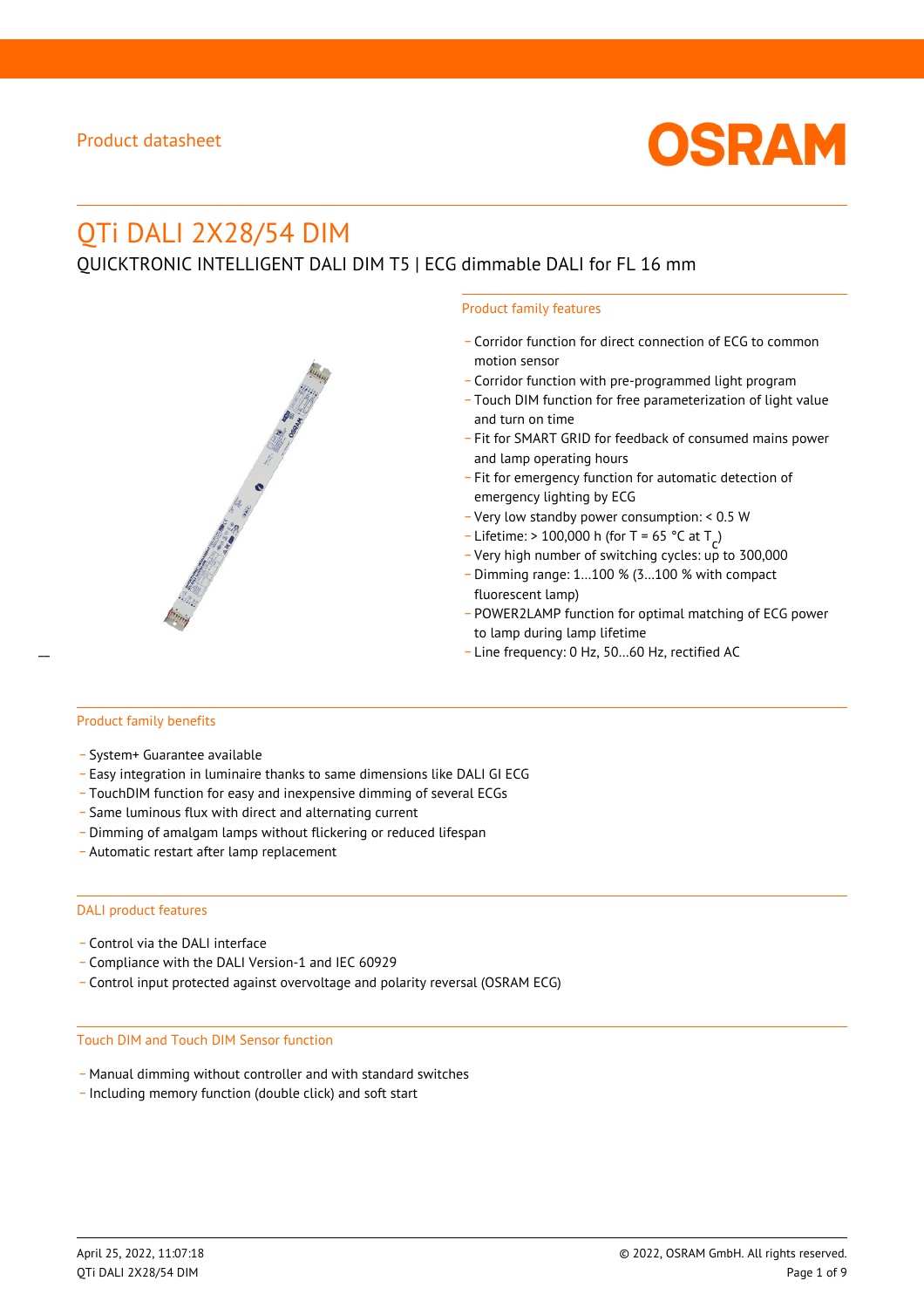Product datasheet

# QTi DALI 2X28/54 DIM

QUICKTRONIC INTELLIGENT DALI DIM T5 | ECG dimmable DALI for FL 16 mm

## Product family features

- Corridor function for direct connection of ECG to common motion sensor
- Corridor function with pre-programmed light program
- Touch DIM function for free parameterization of light value and turn on time
- Fit for SMART GRID for feedback of consumed mains power and lamp operating hours
- Fit for emergency function for automatic detection of emergency lighting by ECG
- Very low standby power consumption: < 0.5 W
- Lifetime: > 100,000 h (for T = 65 °C at $T_c$)
- Very high number of switching cycles: up to 300,000
- Dimming range: 1…100 % (3…100 % with compact fluorescent lamp)
- POWER2LAMP function for optimal matching of ECG power to lamp during lamp lifetime
- Line frequency: 0 Hz, 50…60 Hz, rectified AC

## Product family benefits

- System+ Guarantee available
- Easy integration in luminaire thanks to same dimensions like DALI GI ECG
- TouchDIM function for easy and inexpensive dimming of several ECGs
- Same luminous flux with direct and alternating current
- Dimming of amalgam lamps without flickering or reduced lifespan
- Automatic restart after lamp replacement

## DALI product features

- Control via the DALI interface
- Compliance with the DALI Version-1 and IEC 60929
- Control input protected against overvoltage and polarity reversal (OSRAM ECG)

## Touch DIM and Touch DIM Sensor function

- Manual dimming without controller and with standard switches
- Including memory function (double click) and soft start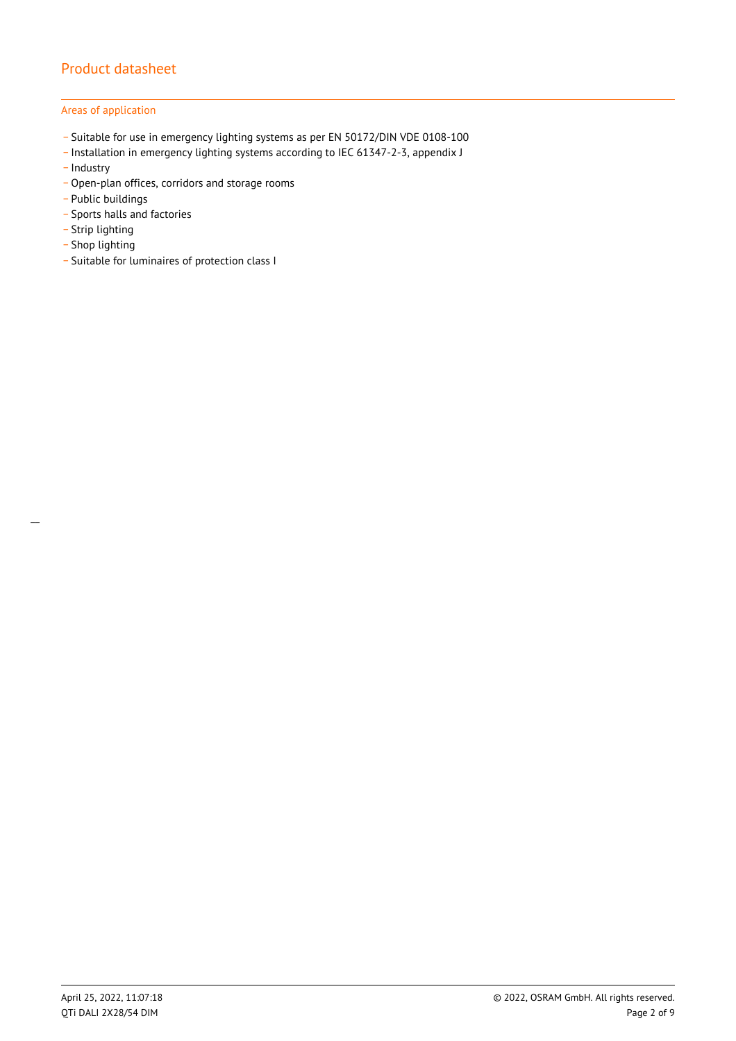## Areas of application

- Suitable for use in emergency lighting systems as per EN 50172/DIN VDE 0108-100
- Installation in emergency lighting systems according to IEC 61347-2-3, appendix J
- Industry
- Open-plan offices, corridors and storage rooms
- Public buildings
- Sports halls and factories
- Strip lighting
- Shop lighting
- Suitable for luminaires of protection class I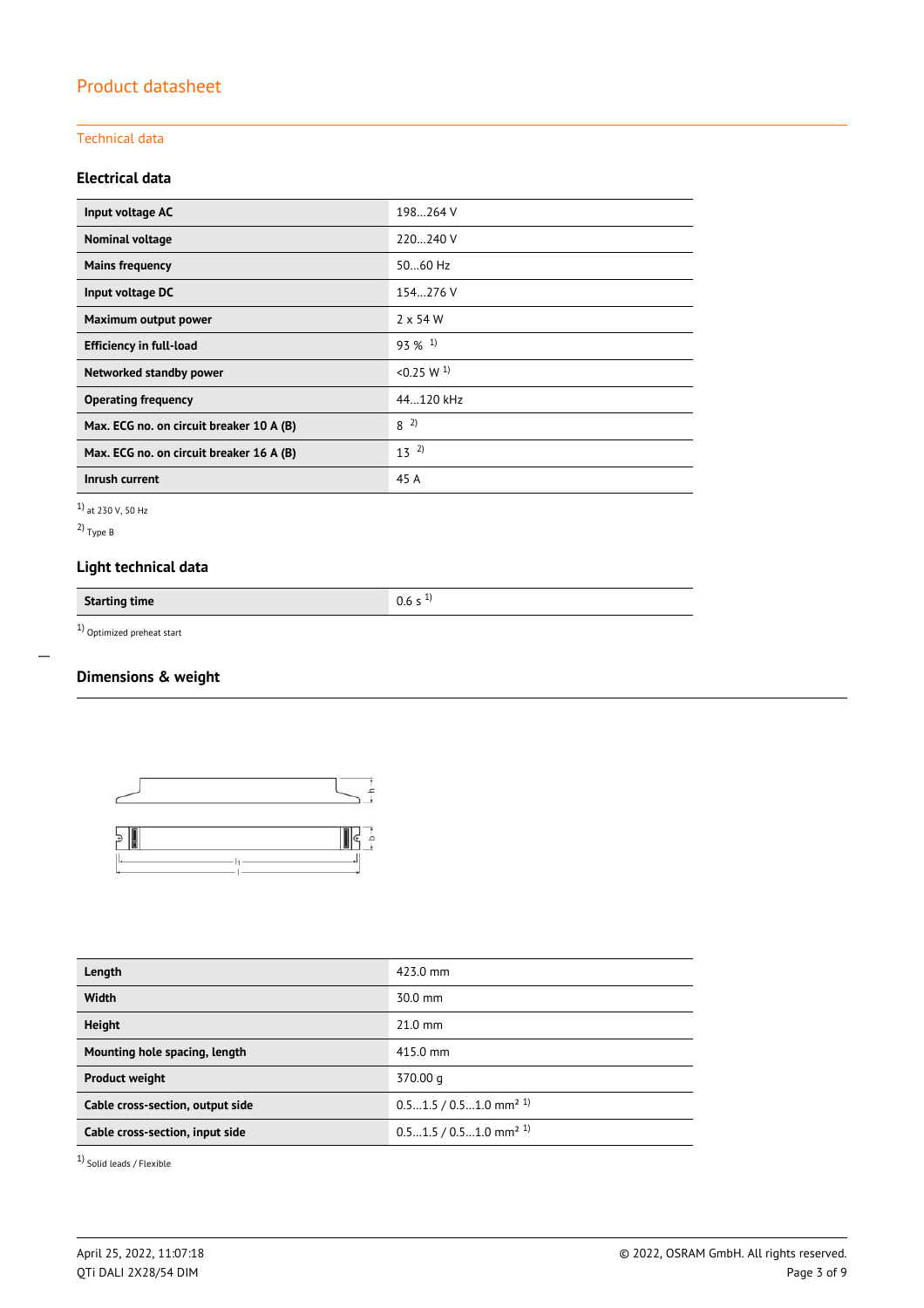# Product datasheet

## Technical data

### Electrical data

| | |
|---|---|
| **Input voltage AC** | 198…264 V |
| **Nominal voltage** | 220…240 V |
| **Mains frequency** | 50…60 Hz |
| **Input voltage DC** | 154…276 V |
| **Maximum output power** | 2 x 54 W |
| **Efficiency in full-load** | 93 % [1] |
| **Networked standby power** | <0.25 W [1] |
| **Operating frequency** | 44…120 kHz |
| **Max. ECG no. on circuit breaker 10 A (B)** | 8 [2] |
| **Max. ECG no. on circuit breaker 16 A (B)** | 13 [2] |
| **Inrush current** | 45 A |

[1] at 230 V, 50 Hz

[2] Type B

### Light technical data

| | |
|---|---|
| **Starting time** | 0.6 s [1] |

[1] Optimized preheat start

### Dimensions & weight

| | |
|---|---|
| **Length** | 423.0 mm |
| **Width** | 30.0 mm |
| **Height** | 21.0 mm |
| **Mounting hole spacing, length** | 415.0 mm |
| **Product weight** | 370.00 g |
| **Cable cross-section, output side** | 0.5…1.5 / 0.5…1.0 mm² [1] |
| **Cable cross-section, input side** | 0.5…1.5 / 0.5…1.0 mm² [1] |

[1] Solid leads / Flexible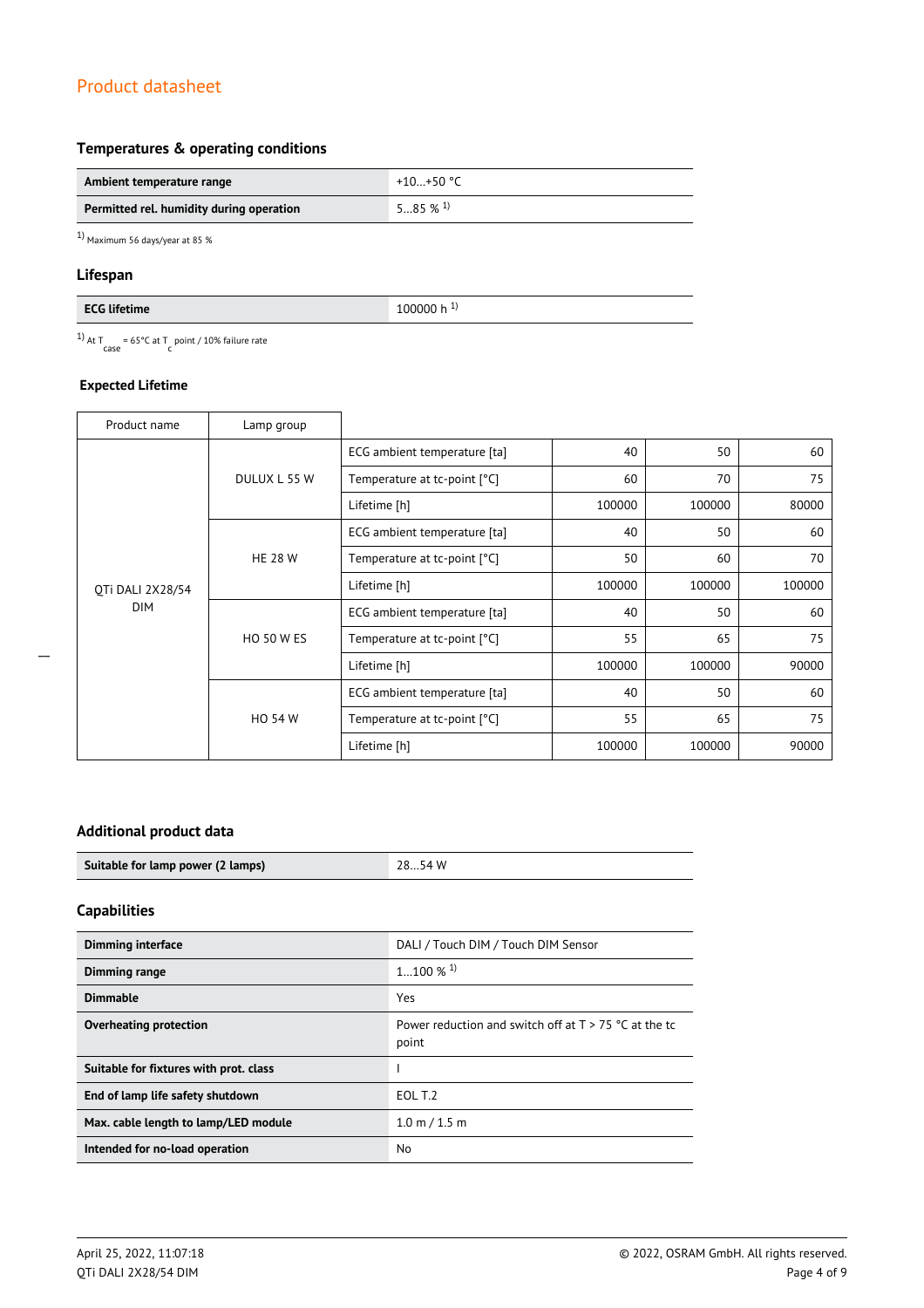## Temperatures & operating conditions

| | |
|---|---|
| **Ambient temperature range** | +10…+50 °C |
| **Permitted rel. humidity during operation** | 5…85 % [1] |

[1] Maximum 56 days/year at 85 %

## Lifespan

| | |
|---|---|
| **ECG lifetime** | 100000 h [1] |

[1] At $T_{case}$ = 65°C at $T_c$ point / 10% failure rate

### Expected Lifetime

| Product name | Lamp group | | | | |
|---|---|---|---|---|---|
| QTi DALI 2X28/54 DIM | DULUX L 55 W | ECG ambient temperature [ta] | 40 | 50 | 60 |
| | | Temperature at tc-point [°C] | 60 | 70 | 75 |
| | | Lifetime [h] | 100000 | 100000 | 80000 |
| | HE 28 W | ECG ambient temperature [ta] | 40 | 50 | 60 |
| | | Temperature at tc-point [°C] | 50 | 60 | 70 |
| | | Lifetime [h] | 100000 | 100000 | 100000 |
| | HO 50 W ES | ECG ambient temperature [ta] | 40 | 50 | 60 |
| | | Temperature at tc-point [°C] | 55 | 65 | 75 |
| | | Lifetime [h] | 100000 | 100000 | 90000 |
| | HO 54 W | ECG ambient temperature [ta] | 40 | 50 | 60 |
| | | Temperature at tc-point [°C] | 55 | 65 | 75 |
| | | Lifetime [h] | 100000 | 100000 | 90000 |

## Additional product data

| | |
|---|---|
| **Suitable for lamp power (2 lamps)** | 28…54 W |

## Capabilities

| | |
|---|---|
| **Dimming interface** | DALI / Touch DIM / Touch DIM Sensor |
| **Dimming range** | 1…100 % [1] |
| **Dimmable** | Yes |
| **Overheating protection** | Power reduction and switch off at T > 75 °C at the tc point |
| **Suitable for fixtures with prot. class** | I |
| **End of lamp life safety shutdown** | EOL T.2 |
| **Max. cable length to lamp/LED module** | 1.0 m / 1.5 m |
| **Intended for no-load operation** | No |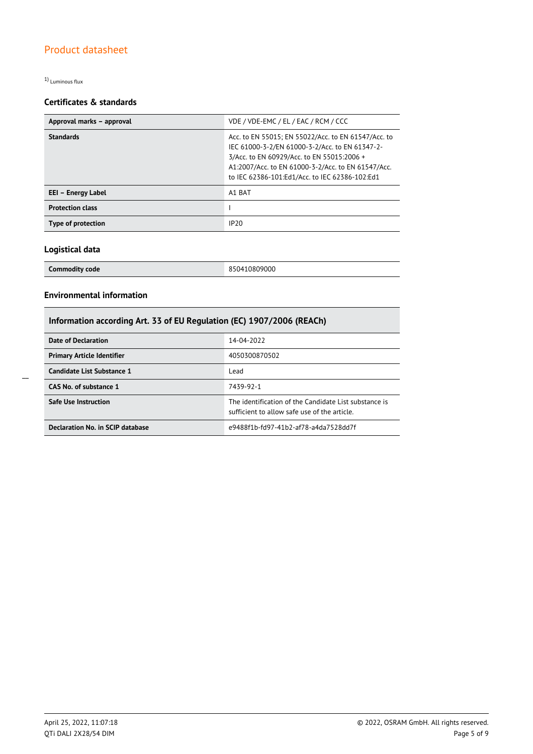1) Luminous flux

### Certificates & standards

| | |
|---|---|
| **Approval marks – approval** | VDE / VDE-EMC / EL / EAC / RCM / CCC |
| **Standards** | Acc. to EN 55015; EN 55022/Acc. to EN 61547/Acc. to IEC 61000-3-2/EN 61000-3-2/Acc. to EN 61347-2-3/Acc. to EN 60929/Acc. to EN 55015:2006 + A1:2007/Acc. to EN 61000-3-2/Acc. to EN 61547/Acc. to IEC 62386-101:Ed1/Acc. to IEC 62386-102:Ed1 |
| **EEI – Energy Label** | A1 BAT |
| **Protection class** | I |
| **Type of protection** | IP20 |

### Logistical data

| | |
|---|---|
| **Commodity code** | 850410809000 |

### Environmental information

| Information according Art. 33 of EU Regulation (EC) 1907/2006 (REACh) | |
|---|---|
| **Date of Declaration** | 14-04-2022 |
| **Primary Article Identifier** | 4050300870502 |
| **Candidate List Substance 1** | Lead |
| **CAS No. of substance 1** | 7439-92-1 |
| **Safe Use Instruction** | The identification of the Candidate List substance is sufficient to allow safe use of the article. |
| **Declaration No. in SCIP database** | e9488f1b-fd97-41b2-af78-a4da7528dd7f |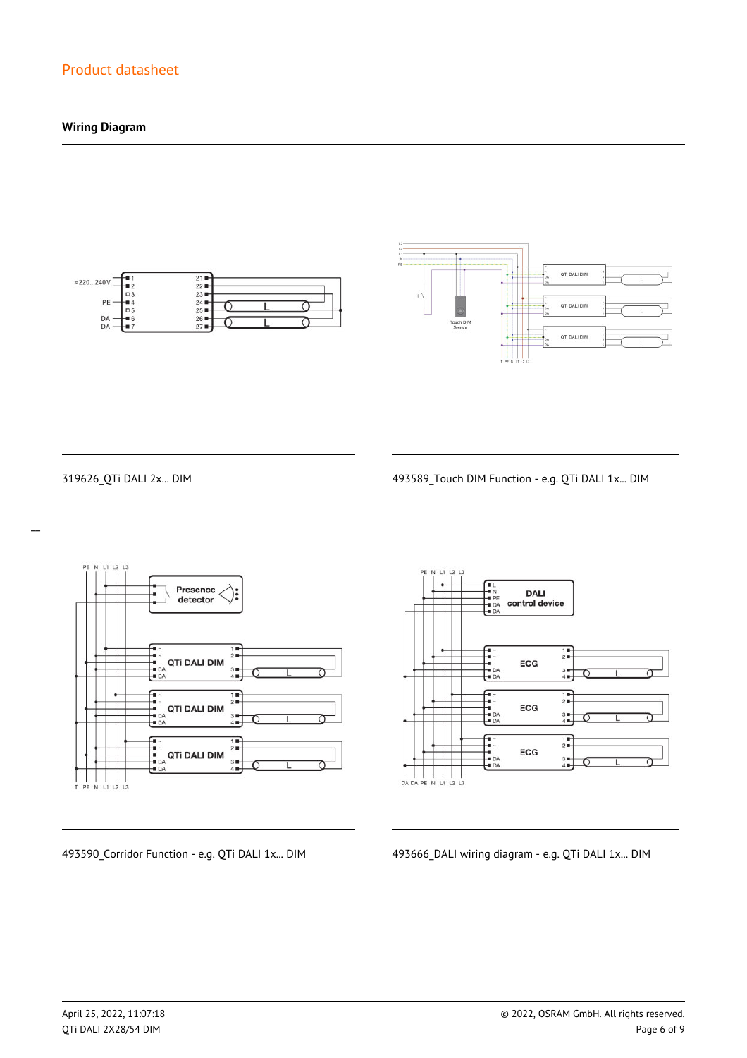## Wiring Diagram

319626_QTi DALI 2x... DIM

493589_Touch DIM Function - e.g. QTi DALI 1x... DIM

493590_Corridor Function - e.g. QTi DALI 1x... DIM

493666_DALI wiring diagram - e.g. QTi DALI 1x... DIM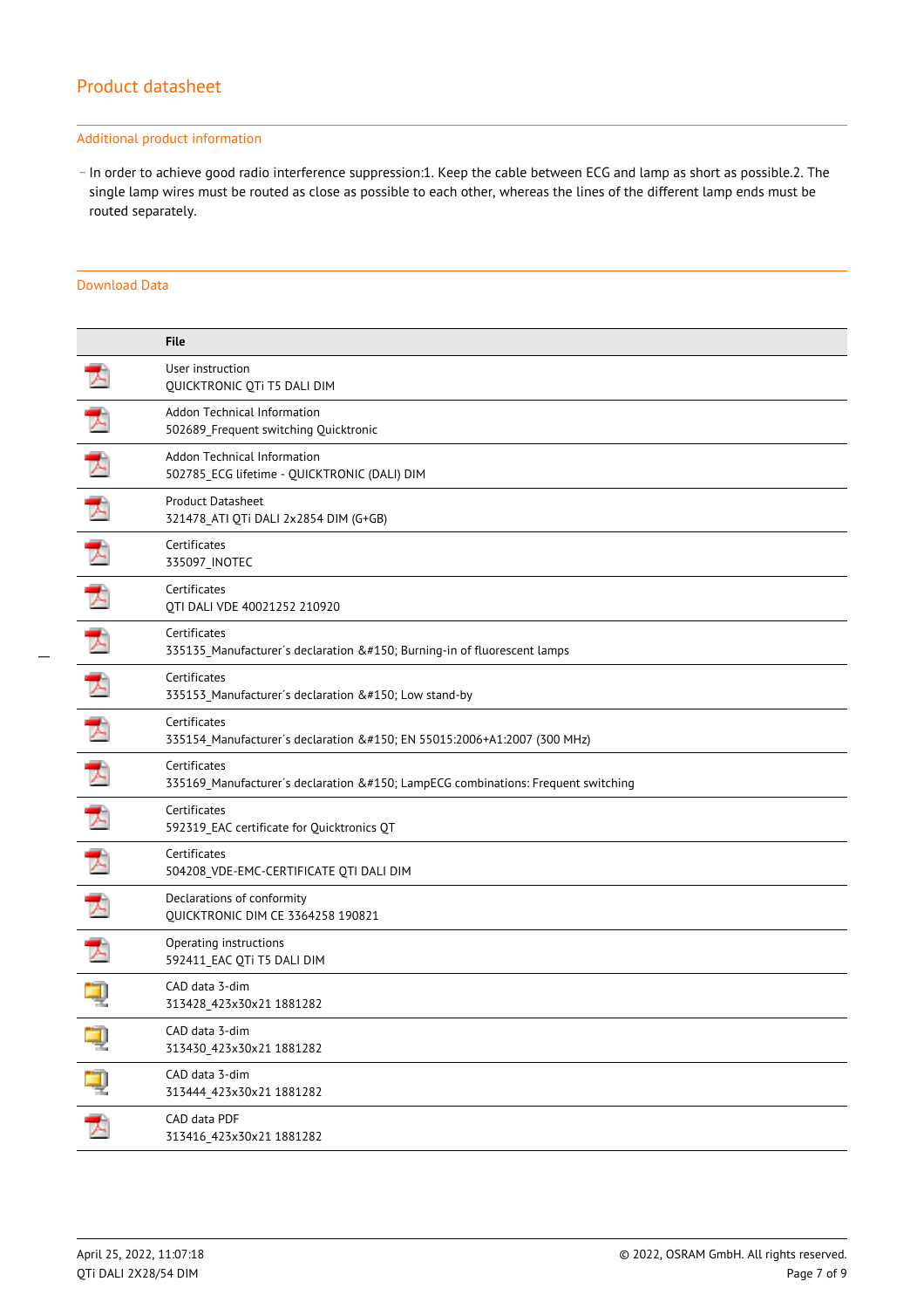## Additional product information

- In order to achieve good radio interference suppression:1. Keep the cable between ECG and lamp as short as possible.2. The single lamp wires must be routed as close as possible to each other, whereas the lines of the different lamp ends must be routed separately.

## Download Data

| | File |
|---|---|
| | User instruction<br>QUICKTRONIC QTi T5 DALI DIM |
| | Addon Technical Information<br>502689_Frequent switching Quicktronic |
| | Addon Technical Information<br>502785_ECG lifetime - QUICKTRONIC (DALI) DIM |
| | Product Datasheet<br>321478_ATI QTi DALI 2x2854 DIM (G+GB) |
| | Certificates<br>335097_INOTEC |
| | Certificates<br>QTI DALI VDE 40021252 210920 |
| | Certificates<br>335135_Manufacturer´s declaration &#150; Burning-in of fluorescent lamps |
| | Certificates<br>335153_Manufacturer´s declaration &#150; Low stand-by |
| | Certificates<br>335154_Manufacturer´s declaration &#150; EN 55015:2006+A1:2007 (300 MHz) |
| | Certificates<br>335169_Manufacturer´s declaration &#150; LampECG combinations: Frequent switching |
| | Certificates<br>592319_EAC certificate for Quicktronics QT |
| | Certificates<br>504208_VDE-EMC-CERTIFICATE QTI DALI DIM |
| | Declarations of conformity<br>QUICKTRONIC DIM CE 3364258 190821 |
| | Operating instructions<br>592411_EAC QTi T5 DALI DIM |
| | CAD data 3-dim<br>313428_423x30x21 1881282 |
| | CAD data 3-dim<br>313430_423x30x21 1881282 |
| | CAD data 3-dim<br>313444_423x30x21 1881282 |
| | CAD data PDF<br>313416_423x30x21 1881282 |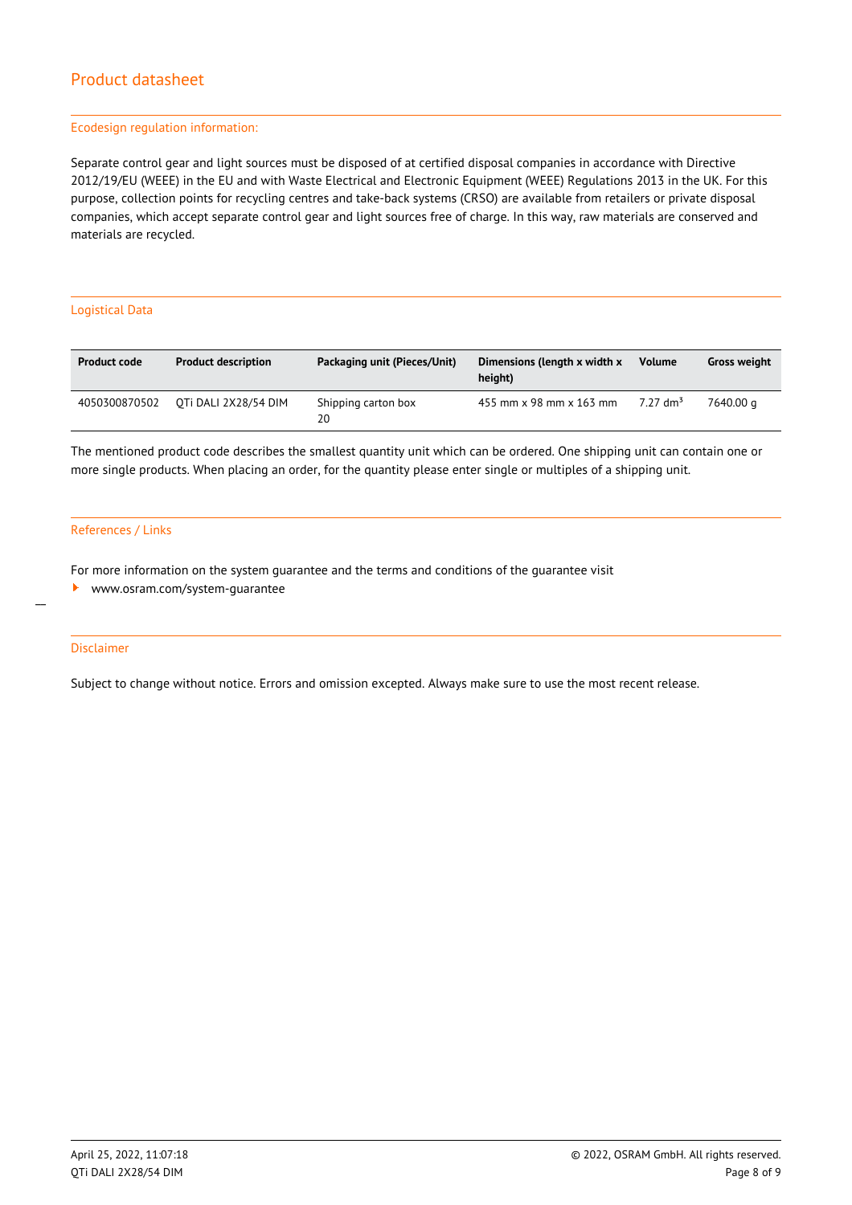## Ecodesign regulation information:

Separate control gear and light sources must be disposed of at certified disposal companies in accordance with Directive 2012/19/EU (WEEE) in the EU and with Waste Electrical and Electronic Equipment (WEEE) Regulations 2013 in the UK. For this purpose, collection points for recycling centres and take-back systems (CRSO) are available from retailers or private disposal companies, which accept separate control gear and light sources free of charge. In this way, raw materials are conserved and materials are recycled.

## Logistical Data

| Product code | Product description | Packaging unit (Pieces/Unit) | Dimensions (length x width x height) | Volume | Gross weight |
|---|---|---|---|---|---|
| 4050300870502 | QTi DALI 2X28/54 DIM | Shipping carton box 20 | 455 mm x 98 mm x 163 mm | 7.27 $dm^3$ | 7640.00 g |

The mentioned product code describes the smallest quantity unit which can be ordered. One shipping unit can contain one or more single products. When placing an order, for the quantity please enter single or multiples of a shipping unit.

## References / Links

For more information on the system guarantee and the terms and conditions of the guarantee visit

- www.osram.com/system-guarantee

## Disclaimer

Subject to change without notice. Errors and omission excepted. Always make sure to use the most recent release.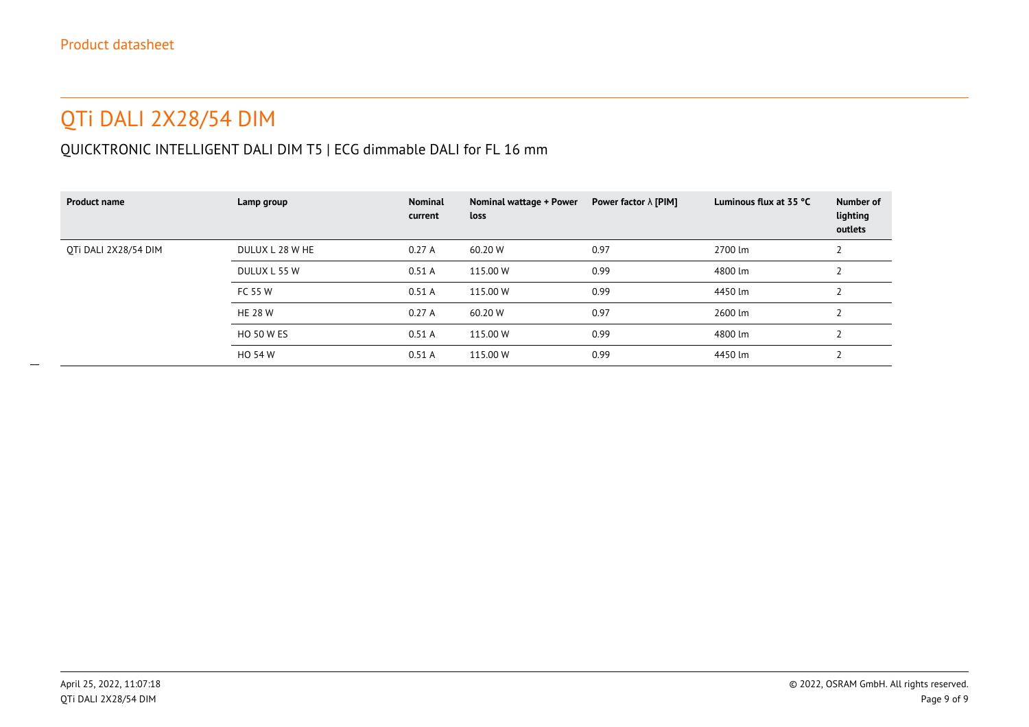# QTi DALI 2X28/54 DIM

## QUICKTRONIC INTELLIGENT DALI DIM T5 | ECG dimmable DALI for FL 16 mm

| Product name | Lamp group | Nominal current | Nominal wattage + Power loss | Power factor λ [PIM] | Luminous flux at 35 °C | Number of lighting outlets |
|---|---|---|---|---|---|---|
| QTi DALI 2X28/54 DIM | DULUX L 28 W HE | 0.27 A | 60.20 W | 0.97 | 2700 lm | 2 |
| | DULUX L 55 W | 0.51 A | 115.00 W | 0.99 | 4800 lm | 2 |
| | FC 55 W | 0.51 A | 115.00 W | 0.99 | 4450 lm | 2 |
| | HE 28 W | 0.27 A | 60.20 W | 0.97 | 2600 lm | 2 |
| | HO 50 W ES | 0.51 A | 115.00 W | 0.99 | 4800 lm | 2 |
| | HO 54 W | 0.51 A | 115.00 W | 0.99 | 4450 lm | 2 |